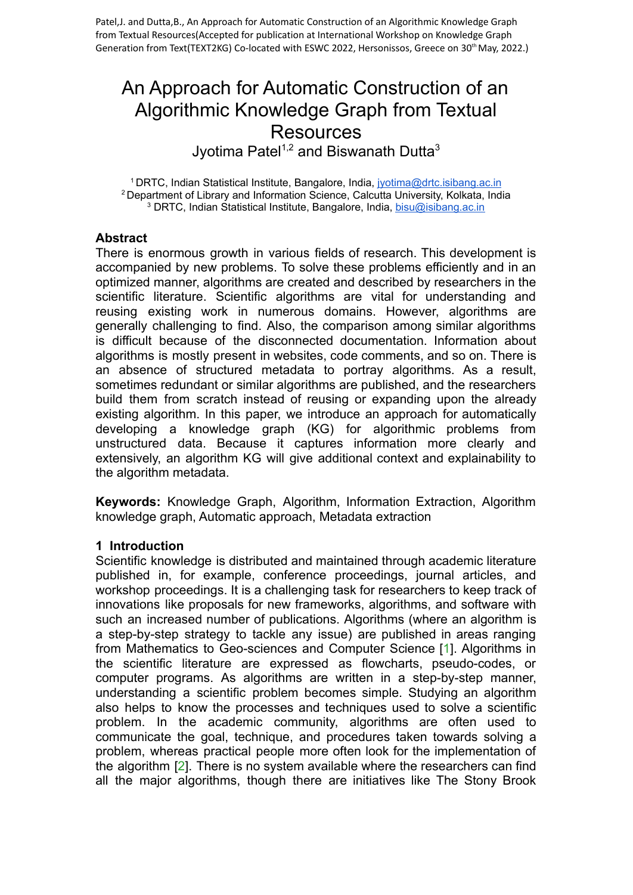Patel,J. and Dutta,B., An Approach for Automatic Construction of an Algorithmic Knowledge Graph from Textual Resources(Accepted for publication at International Workshop on Knowledge Graph Generation from Text(TEXT2KG) Co-located with ESWC 2022, Hersonissos, Greece on 30th May, 2022.)

# An Approach for Automatic Construction of an Algorithmic Knowledge Graph from Textual Resources

Jyotima Patel[1,2] and Biswanath Dutta[3]

[1] DRTC, Indian Statistical Institute, Bangalore, India, jyotima@drtc.isibang.ac.in
[2] Department of Library and Information Science, Calcutta University, Kolkata, India
[3] DRTC, Indian Statistical Institute, Bangalore, India, bisu@isibang.ac.in

### Abstract

There is enormous growth in various fields of research. This development is accompanied by new problems. To solve these problems efficiently and in an optimized manner, algorithms are created and described by researchers in the scientific literature. Scientific algorithms are vital for understanding and reusing existing work in numerous domains. However, algorithms are generally challenging to find. Also, the comparison among similar algorithms is difficult because of the disconnected documentation. Information about algorithms is mostly present in websites, code comments, and so on. There is an absence of structured metadata to portray algorithms. As a result, sometimes redundant or similar algorithms are published, and the researchers build them from scratch instead of reusing or expanding upon the already existing algorithm. In this paper, we introduce an approach for automatically developing a knowledge graph (KG) for algorithmic problems from unstructured data. Because it captures information more clearly and extensively, an algorithm KG will give additional context and explainability to the algorithm metadata.

**Keywords:** Knowledge Graph, Algorithm, Information Extraction, Algorithm knowledge graph, Automatic approach, Metadata extraction

## 1 Introduction

Scientific knowledge is distributed and maintained through academic literature published in, for example, conference proceedings, journal articles, and workshop proceedings. It is a challenging task for researchers to keep track of innovations like proposals for new frameworks, algorithms, and software with such an increased number of publications. Algorithms (where an algorithm is a step-by-step strategy to tackle any issue) are published in areas ranging from Mathematics to Geo-sciences and Computer Science [1]. Algorithms in the scientific literature are expressed as flowcharts, pseudo-codes, or computer programs. As algorithms are written in a step-by-step manner, understanding a scientific problem becomes simple. Studying an algorithm also helps to know the processes and techniques used to solve a scientific problem. In the academic community, algorithms are often used to communicate the goal, technique, and procedures taken towards solving a problem, whereas practical people more often look for the implementation of the algorithm [2]. There is no system available where the researchers can find all the major algorithms, though there are initiatives like The Stony Brook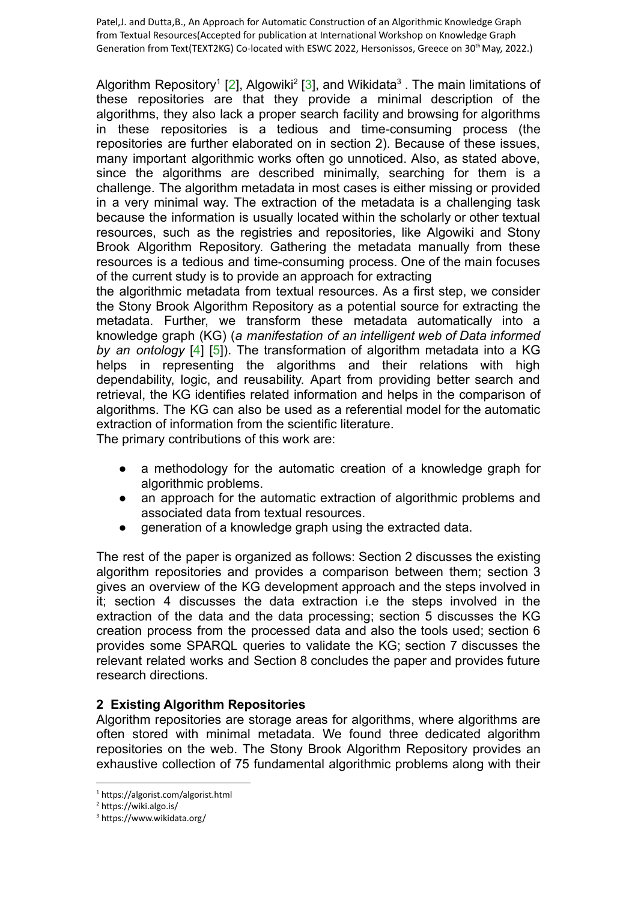Algorithm Repository[1] [2], Algowiki[2] [3], and Wikidata[3] . The main limitations of these repositories are that they provide a minimal description of the algorithms, they also lack a proper search facility and browsing for algorithms in these repositories is a tedious and time-consuming process (the repositories are further elaborated on in section 2). Because of these issues, many important algorithmic works often go unnoticed. Also, as stated above, since the algorithms are described minimally, searching for them is a challenge. The algorithm metadata in most cases is either missing or provided in a very minimal way. The extraction of the metadata is a challenging task because the information is usually located within the scholarly or other textual resources, such as the registries and repositories, like Algowiki and Stony Brook Algorithm Repository. Gathering the metadata manually from these resources is a tedious and time-consuming process. One of the main focuses of the current study is to provide an approach for extracting the algorithmic metadata from textual resources. As a first step, we consider the Stony Brook Algorithm Repository as a potential source for extracting the metadata. Further, we transform these metadata automatically into a knowledge graph (KG) (*a manifestation of an intelligent web of Data informed by an ontology* [4] [5]). The transformation of algorithm metadata into a KG helps in representing the algorithms and their relations with high dependability, logic, and reusability. Apart from providing better search and retrieval, the KG identifies related information and helps in the comparison of algorithms. The KG can also be used as a referential model for the automatic extraction of information from the scientific literature.

The primary contributions of this work are:

- a methodology for the automatic creation of a knowledge graph for algorithmic problems.
- an approach for the automatic extraction of algorithmic problems and associated data from textual resources.
- generation of a knowledge graph using the extracted data.

The rest of the paper is organized as follows: Section 2 discusses the existing algorithm repositories and provides a comparison between them; section 3 gives an overview of the KG development approach and the steps involved in it; section 4 discusses the data extraction i.e the steps involved in the extraction of the data and the data processing; section 5 discusses the KG creation process from the processed data and also the tools used; section 6 provides some SPARQL queries to validate the KG; section 7 discusses the relevant related works and Section 8 concludes the paper and provides future research directions.

## 2 Existing Algorithm Repositories

Algorithm repositories are storage areas for algorithms, where algorithms are often stored with minimal metadata. We found three dedicated algorithm repositories on the web. The Stony Brook Algorithm Repository provides an exhaustive collection of 75 fundamental algorithmic problems along with their

---

[1] https://algorist.com/algorist.html

[2] https://wiki.algo.is/

[3] https://www.wikidata.org/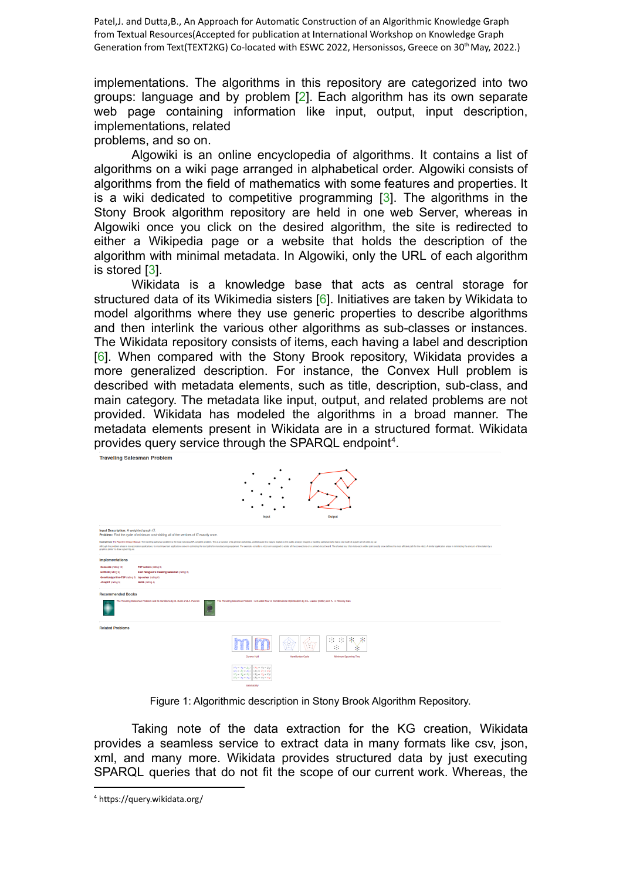implementations. The algorithms in this repository are categorized into two groups: language and by problem [2]. Each algorithm has its own separate web page containing information like input, output, input description, implementations, related problems, and so on.

Algowiki is an online encyclopedia of algorithms. It contains a list of algorithms on a wiki page arranged in alphabetical order. Algowiki consists of algorithms from the field of mathematics with some features and properties. It is a wiki dedicated to competitive programming [3]. The algorithms in the Stony Brook algorithm repository are held in one web Server, whereas in Algowiki once you click on the desired algorithm, the site is redirected to either a Wikipedia page or a website that holds the description of the algorithm with minimal metadata. In Algowiki, only the URL of each algorithm is stored [3].

Wikidata is a knowledge base that acts as central storage for structured data of its Wikimedia sisters [6]. Initiatives are taken by Wikidata to model algorithms where they use generic properties to describe algorithms and then interlink the various other algorithms as sub-classes or instances. The Wikidata repository consists of items, each having a label and description [6]. When compared with the Stony Brook repository, Wikidata provides a more generalized description. For instance, the Convex Hull problem is described with metadata elements, such as title, description, sub-class, and main category. The metadata like input, output, and related problems are not provided. Wikidata has modeled the algorithms in a broad manner. The metadata elements present in Wikidata are in a structured format. Wikidata provides query service through the SPARQL endpoint[4].

Figure 1: Algorithmic description in Stony Brook Algorithm Repository.

Taking note of the data extraction for the KG creation, Wikidata provides a seamless service to extract data in many formats like csv, json, xml, and many more. Wikidata provides structured data by just executing SPARQL queries that do not fit the scope of our current work. Whereas, the

[4] https://query.wikidata.org/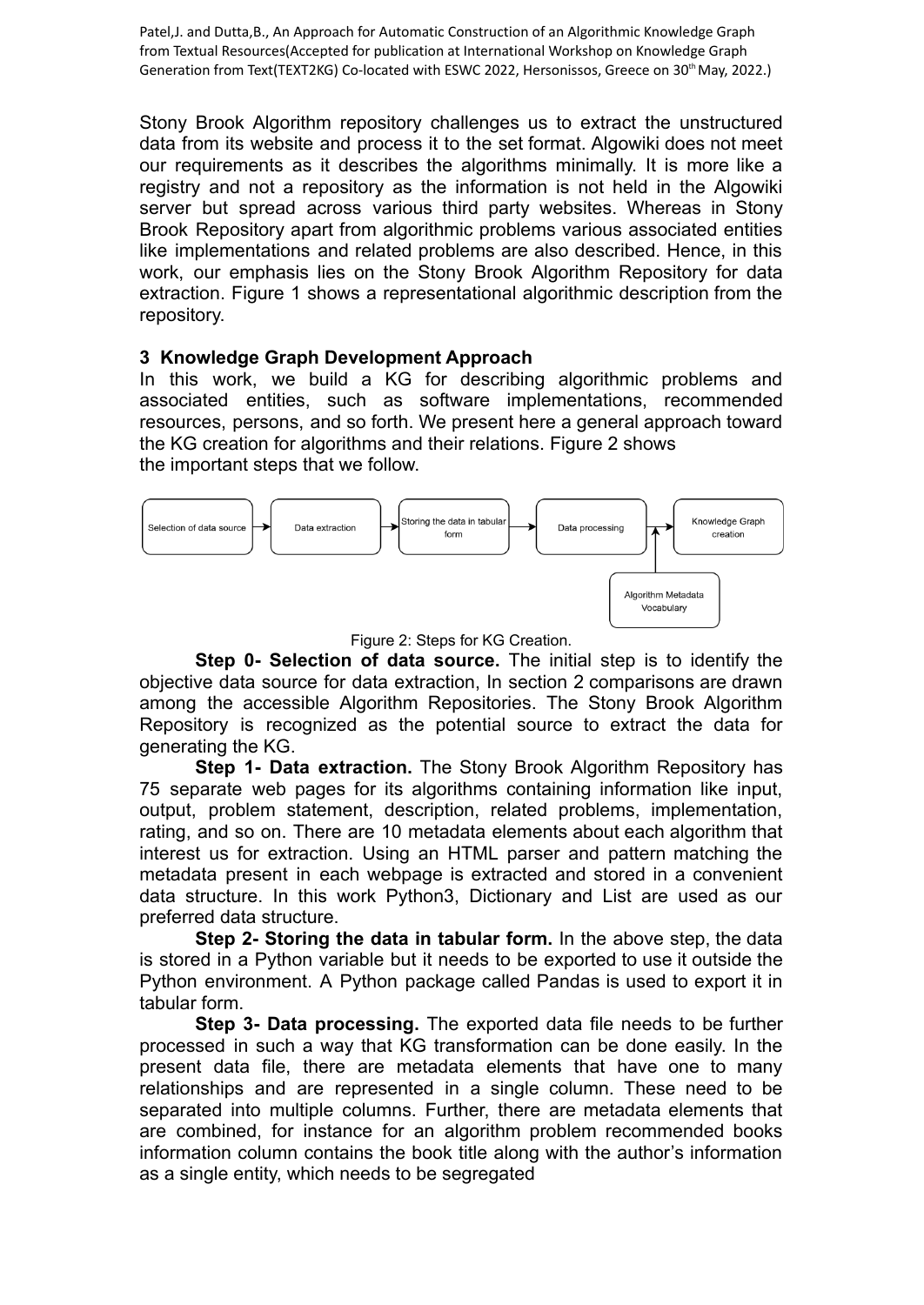Stony Brook Algorithm repository challenges us to extract the unstructured data from its website and process it to the set format. Algowiki does not meet our requirements as it describes the algorithms minimally. It is more like a registry and not a repository as the information is not held in the Algowiki server but spread across various third party websites. Whereas in Stony Brook Repository apart from algorithmic problems various associated entities like implementations and related problems are also described. Hence, in this work, our emphasis lies on the Stony Brook Algorithm Repository for data extraction. Figure 1 shows a representational algorithmic description from the repository.

## 3 Knowledge Graph Development Approach

In this work, we build a KG for describing algorithmic problems and associated entities, such as software implementations, recommended resources, persons, and so forth. We present here a general approach toward the KG creation for algorithms and their relations. Figure 2 shows the important steps that we follow.

Selection of data source → Data extraction → Storing the data in tabular form → Data processing → Knowledge Graph creation

Algorithm Metadata Vocabulary

Figure 2: Steps for KG Creation.

**Step 0- Selection of data source.** The initial step is to identify the objective data source for data extraction, In section 2 comparisons are drawn among the accessible Algorithm Repositories. The Stony Brook Algorithm Repository is recognized as the potential source to extract the data for generating the KG.

**Step 1- Data extraction.** The Stony Brook Algorithm Repository has 75 separate web pages for its algorithms containing information like input, output, problem statement, description, related problems, implementation, rating, and so on. There are 10 metadata elements about each algorithm that interest us for extraction. Using an HTML parser and pattern matching the metadata present in each webpage is extracted and stored in a convenient data structure. In this work Python3, Dictionary and List are used as our preferred data structure.

**Step 2- Storing the data in tabular form.** In the above step, the data is stored in a Python variable but it needs to be exported to use it outside the Python environment. A Python package called Pandas is used to export it in tabular form.

**Step 3- Data processing.** The exported data file needs to be further processed in such a way that KG transformation can be done easily. In the present data file, there are metadata elements that have one to many relationships and are represented in a single column. These need to be separated into multiple columns. Further, there are metadata elements that are combined, for instance for an algorithm problem recommended books information column contains the book title along with the author's information as a single entity, which needs to be segregated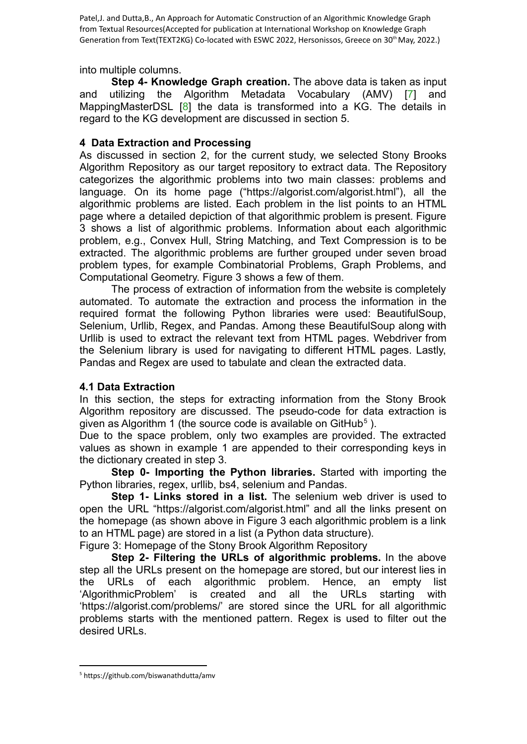into multiple columns.

**Step 4- Knowledge Graph creation.** The above data is taken as input and utilizing the Algorithm Metadata Vocabulary (AMV) [7] and MappingMasterDSL [8] the data is transformed into a KG. The details in regard to the KG development are discussed in section 5.

## 4 Data Extraction and Processing

As discussed in section 2, for the current study, we selected Stony Brooks Algorithm Repository as our target repository to extract data. The Repository categorizes the algorithmic problems into two main classes: problems and language. On its home page ("https://algorist.com/algorist.html"), all the algorithmic problems are listed. Each problem in the list points to an HTML page where a detailed depiction of that algorithmic problem is present. Figure 3 shows a list of algorithmic problems. Information about each algorithmic problem, e.g., Convex Hull, String Matching, and Text Compression is to be extracted. The algorithmic problems are further grouped under seven broad problem types, for example Combinatorial Problems, Graph Problems, and Computational Geometry. Figure 3 shows a few of them.

The process of extraction of information from the website is completely automated. To automate the extraction and process the information in the required format the following Python libraries were used: BeautifulSoup, Selenium, Urllib, Regex, and Pandas. Among these BeautifulSoup along with Urllib is used to extract the relevant text from HTML pages. Webdriver from the Selenium library is used for navigating to different HTML pages. Lastly, Pandas and Regex are used to tabulate and clean the extracted data.

### 4.1 Data Extraction

In this section, the steps for extracting information from the Stony Brook Algorithm repository are discussed. The pseudo-code for data extraction is given as Algorithm 1 (the source code is available on GitHub[5] ).

Due to the space problem, only two examples are provided. The extracted values as shown in example 1 are appended to their corresponding keys in the dictionary created in step 3.

**Step 0- Importing the Python libraries.** Started with importing the Python libraries, regex, urllib, bs4, selenium and Pandas.

**Step 1- Links stored in a list.** The selenium web driver is used to open the URL "https://algorist.com/algorist.html" and all the links present on the homepage (as shown above in Figure 3 each algorithmic problem is a link to an HTML page) are stored in a list (a Python data structure).

Figure 3: Homepage of the Stony Brook Algorithm Repository

**Step 2- Filtering the URLs of algorithmic problems.** In the above step all the URLs present on the homepage are stored, but our interest lies in the URLs of each algorithmic problem. Hence, an empty list 'AlgorithmicProblem' is created and all the URLs starting with 'https://algorist.com/problems/' are stored since the URL for all algorithmic problems starts with the mentioned pattern. Regex is used to filter out the desired URLs.

[5] https://github.com/biswanathdutta/amv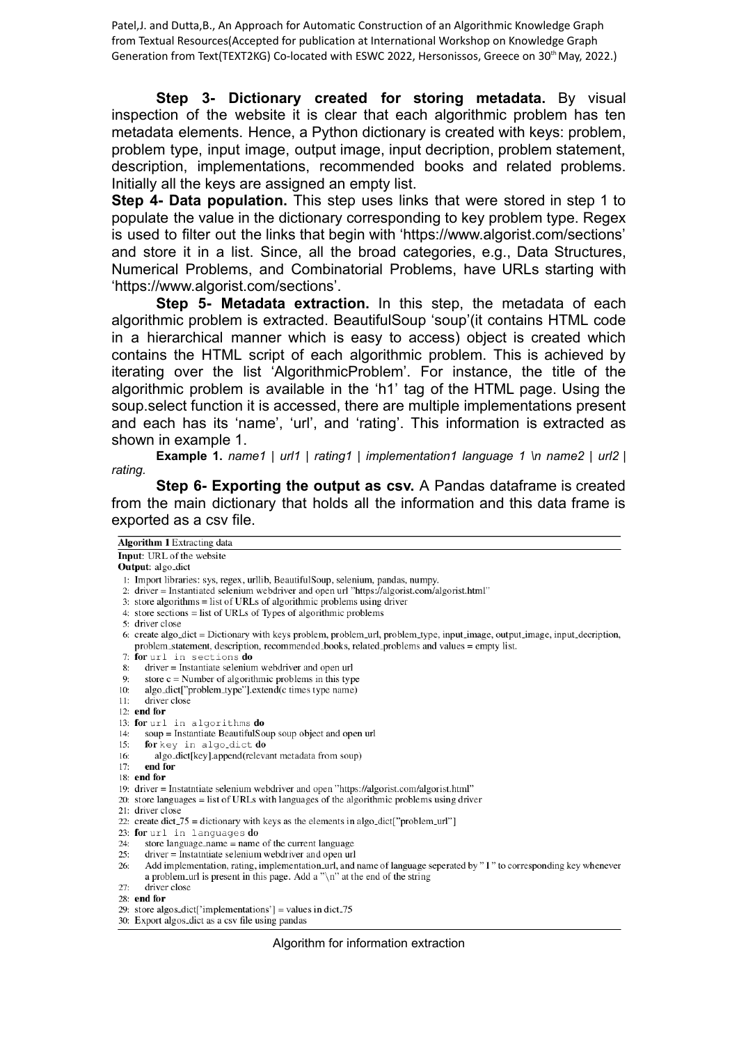**Step 3- Dictionary created for storing metadata.** By visual inspection of the website it is clear that each algorithmic problem has ten metadata elements. Hence, a Python dictionary is created with keys: problem, problem type, input image, output image, input decription, problem statement, description, implementations, recommended books and related problems. Initially all the keys are assigned an empty list.

**Step 4- Data population.** This step uses links that were stored in step 1 to populate the value in the dictionary corresponding to key problem type. Regex is used to filter out the links that begin with 'https://www.algorist.com/sections' and store it in a list. Since, all the broad categories, e.g., Data Structures, Numerical Problems, and Combinatorial Problems, have URLs starting with 'https://www.algorist.com/sections'.

**Step 5- Metadata extraction.** In this step, the metadata of each algorithmic problem is extracted. BeautifulSoup 'soup'(it contains HTML code in a hierarchical manner which is easy to access) object is created which contains the HTML script of each algorithmic problem. This is achieved by iterating over the list 'AlgorithmicProblem'. For instance, the title of the algorithmic problem is available in the 'h1' tag of the HTML page. Using the soup.select function it is accessed, there are multiple implementations present and each has its 'name', 'url', and 'rating'. This information is extracted as shown in example 1.

**Example 1.** *name1 | url1 | rating1 | implementation1 language 1 \n name2 | url2 | rating.*

**Step 6- Exporting the output as csv.** A Pandas dataframe is created from the main dictionary that holds all the information and this data frame is exported as a csv file.

**Algorithm 1** Extracting data

**Input**: URL of the website
**Output**: algo_dict

```
1: Import libraries: sys, regex, urllib, BeautifulSoup, selenium, pandas, numpy.
2: driver = Instantiated selenium webdriver and open url "https://algorist.com/algorist.html"
3: store algorithms = list of URLs of algorithmic problems using driver
4: store sections = list of URLs of Types of algorithmic problems
5: driver close
6: create algo_dict = Dictionary with keys problem, problem_url, problem_type, input_image, output_image, input_decription,
   problem_statement, description, recommended_books, related_problems and values = empty list.
7: for url in sections do
8:    driver = Instantiate selenium webdriver and open url
9:    store c = Number of algorithmic problems in this type
10:   algo_dict["problem_type"].extend(c times type name)
11:   driver close
12: end for
13: for url in algorithms do
14:   soup = Instantiate BeautifulSoup soup object and open url
15:   for key in algo_dict do
16:      algo_dict[key].append(relevant metadata from soup)
17:   end for
18: end for
19: driver = Instatntiate selenium webdriver and open "https://algorist.com/algorist.html"
20: store languages = list of URLs with languages of the algorithmic problems using driver
21: driver close
22: create dict_75 = dictionary with keys as the elements in algo_dict["problem_url"]
23: for url in languages do
24:   store language_name = name of the current language
25:   driver = Instatntiate selenium webdriver and open url
26:   Add implementation, rating, implementation_url, and name of language seperated by " | " to corresponding key whenever
      a problem_url is present in this page. Add a "\n" at the end of the string
27:   driver close
28: end for
29: store algos_dict['implementations'] = values in dict_75
30: Export algos_dict as a csv file using pandas
```

Algorithm for information extraction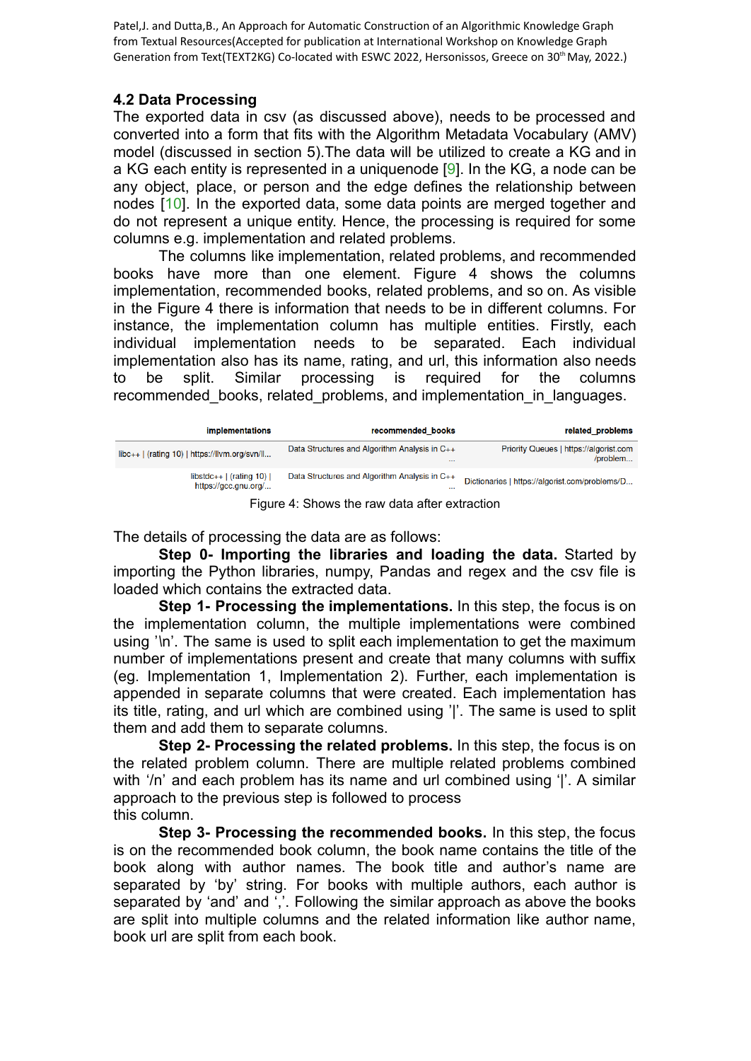### 4.2 Data Processing

The exported data in csv (as discussed above), needs to be processed and converted into a form that fits with the Algorithm Metadata Vocabulary (AMV) model (discussed in section 5).The data will be utilized to create a KG and in a KG each entity is represented in a uniquenode [9]. In the KG, a node can be any object, place, or person and the edge defines the relationship between nodes [10]. In the exported data, some data points are merged together and do not represent a unique entity. Hence, the processing is required for some columns e.g. implementation and related problems.

The columns like implementation, related problems, and recommended books have more than one element. Figure 4 shows the columns implementation, recommended books, related problems, and so on. As visible in the Figure 4 there is information that needs to be in different columns. For instance, the implementation column has multiple entities. Firstly, each individual implementation needs to be separated. Each individual implementation also has its name, rating, and url, this information also needs to be split. Similar processing is required for the columns recommended_books, related_problems, and implementation_in_languages.

| implementations | recommended_books | related_problems |
| --- | --- | --- |
| libc++ \| (rating 10) \| https://llvm.org/svn/ll... | Data Structures and Algorithm Analysis in C++ ... | Priority Queues \| https://algorist.com/problem... |
| libstdc++ \| (rating 10) \| https://gcc.gnu.org/... | Data Structures and Algorithm Analysis in C++ ... | Dictionaries \| https://algorist.com/problems/D... |

Figure 4: Shows the raw data after extraction

The details of processing the data are as follows:

**Step 0- Importing the libraries and loading the data.** Started by importing the Python libraries, numpy, Pandas and regex and the csv file is loaded which contains the extracted data.

**Step 1- Processing the implementations.** In this step, the focus is on the implementation column, the multiple implementations were combined using '\n'. The same is used to split each implementation to get the maximum number of implementations present and create that many columns with suffix (eg. Implementation 1, Implementation 2). Further, each implementation is appended in separate columns that were created. Each implementation has its title, rating, and url which are combined using '|'. The same is used to split them and add them to separate columns.

**Step 2- Processing the related problems.** In this step, the focus is on the related problem column. There are multiple related problems combined with '/n' and each problem has its name and url combined using '|'. A similar approach to the previous step is followed to process this column.

**Step 3- Processing the recommended books.** In this step, the focus is on the recommended book column, the book name contains the title of the book along with author names. The book title and author's name are separated by 'by' string. For books with multiple authors, each author is separated by 'and' and ','. Following the similar approach as above the books are split into multiple columns and the related information like author name, book url are split from each book.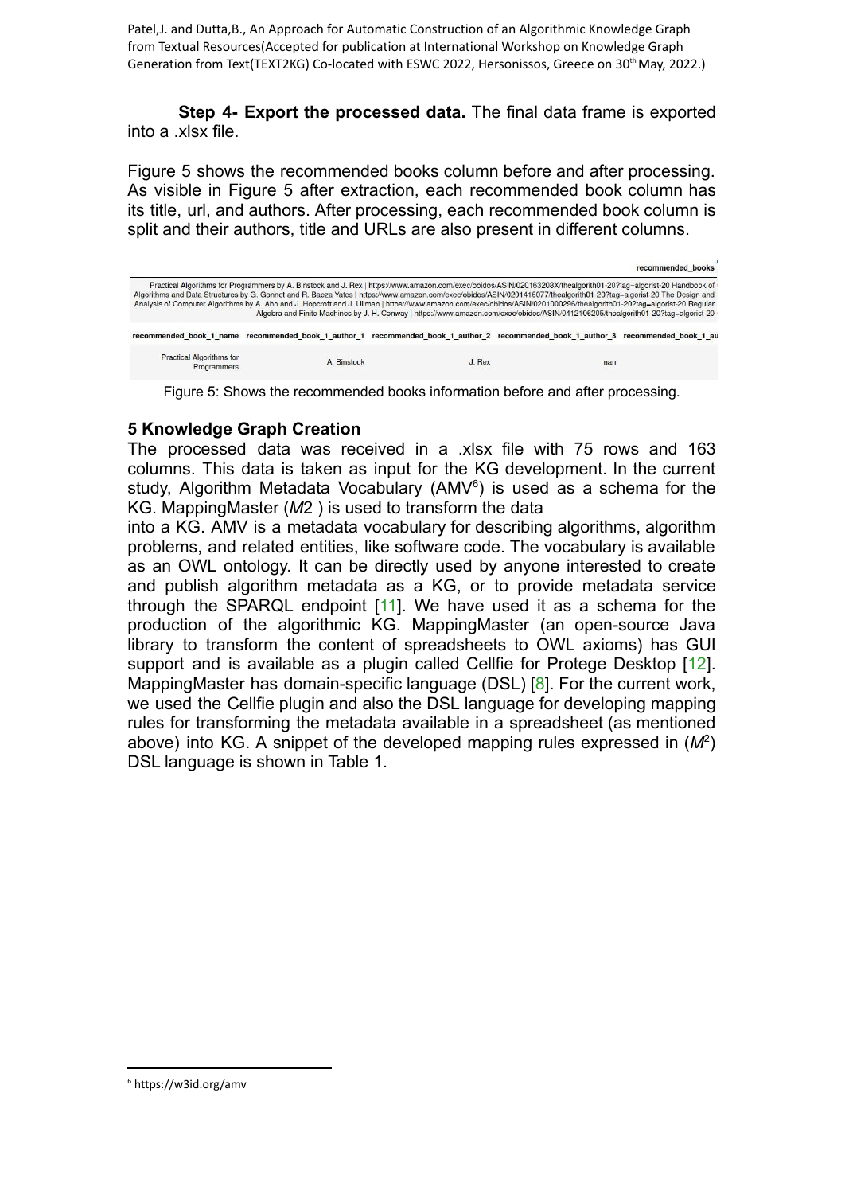**Step 4- Export the processed data.** The final data frame is exported into a .xlsx file.

Figure 5 shows the recommended books column before and after processing. As visible in Figure 5 after extraction, each recommended book column has its title, url, and authors. After processing, each recommended book column is split and their authors, title and URLs are also present in different columns.

| recommended_books |
|---|
| Practical Algorithms for Programmers by A. Binstock and J. Rex \| https://www.amazon.com/exec/obidos/ASIN/020163208X/thealgorith01-20?tag=algorist-20 Handbook of Algorithms and Data Structures by G. Gonnet and R. Baeza-Yates \| https://www.amazon.com/exec/obidos/ASIN/0201416077/thealgorith01-20?tag=algorist-20 The Design and Analysis of Computer Algorithms by A. Aho and J. Hopcroft and J. Ullman \| https://www.amazon.com/exec/obidos/ASIN/0201000296/thealgorith01-20?tag=algorist-20 Regular Algebra and Finite Machines by J. H. Conway \| https://www.amazon.com/exec/obidos/ASIN/0412106205/thealgorith01-20?tag=algorist-20 |

| recommended_book_1_name | recommended_book_1_author_1 | recommended_book_1_author_2 | recommended_book_1_author_3 | recommended_book_1_au |
|---|---|---|---|---|
| Practical Algorithms for Programmers | A. Binstock | J. Rex | nan | |

Figure 5: Shows the recommended books information before and after processing.

## 5 Knowledge Graph Creation

The processed data was received in a .xlsx file with 75 rows and 163 columns. This data is taken as input for the KG development. In the current study, Algorithm Metadata Vocabulary (AMV[6]) is used as a schema for the KG. MappingMaster (*M*2 ) is used to transform the data into a KG. AMV is a metadata vocabulary for describing algorithms, algorithm problems, and related entities, like software code. The vocabulary is available as an OWL ontology. It can be directly used by anyone interested to create and publish algorithm metadata as a KG, or to provide metadata service through the SPARQL endpoint [11]. We have used it as a schema for the production of the algorithmic KG. MappingMaster (an open-source Java library to transform the content of spreadsheets to OWL axioms) has GUI support and is available as a plugin called Cellfie for Protege Desktop [12]. MappingMaster has domain-specific language (DSL) [8]. For the current work, we used the Cellfie plugin and also the DSL language for developing mapping rules for transforming the metadata available in a spreadsheet (as mentioned above) into KG. A snippet of the developed mapping rules expressed in ($M^2$) DSL language is shown in Table 1.

---

[6] https://w3id.org/amv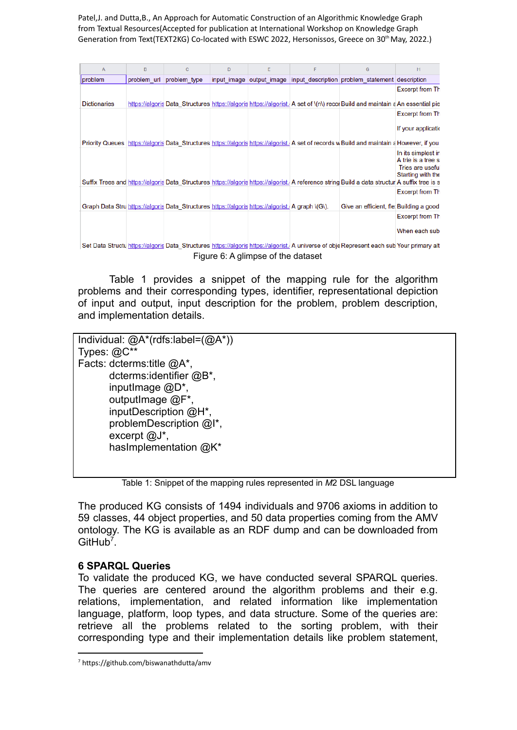| A | B | C | D | E | F | G | H |
|---|---|---|---|---|---|---|---|
| problem | problem_url | problem_type | input_image | output_image | input_description | problem_statement | description |
| Dictionaries | https://algoris | Data_Structures | https://algoris | https://algorist. | A set of \(n\) recor | Build and maintain a | Excerpt from Th<br>An essential pic |
| Priority Queues | https://algoris | Data_Structures | https://algoris | https://algorist. | A set of records w | Build and maintain a | Excerpt from Th<br>If your applicatio<br>However, if you |
| Suffix Trees and | https://algoris | Data_Structures | https://algoris | https://algorist. | A reference string | Build a data structur | In its simplest ir<br>A trie is a tree s<br>Tries are usefu<br>Starting with the<br>A suffix tree is s |
| Graph Data Stru | https://algoris | Data_Structures | https://algoris | https://algorist. | A graph \(G\). | Give an efficient, fle | Excerpt from Th<br>Building a good |
| Set Data Structu | https://algoris | Data_Structures | https://algoris | https://algorist. | A universe of obje | Represent each sub | Excerpt from Th<br>When each sub<br>Your primary alt |

Figure 6: A glimpse of the dataset

Table 1 provides a snippet of the mapping rule for the algorithm problems and their corresponding types, identifier, representational depiction of input and output, input description for the problem, problem description, and implementation details.

```
Individual: @A*(rdfs:label=(@A*))
Types: @C**
Facts: dcterms:title @A*,
       dcterms:identifier @B*,
       inputImage @D*,
       outputImage @F*,
       inputDescription @H*,
       problemDescription @I*,
       excerpt @J*,
       hasImplementation @K*
```

Table 1: Snippet of the mapping rules represented in *M2* DSL language

The produced KG consists of 1494 individuals and 9706 axioms in addition to 59 classes, 44 object properties, and 50 data properties coming from the AMV ontology. The KG is available as an RDF dump and can be downloaded from GitHub[7].

## 6 SPARQL Queries

To validate the produced KG, we have conducted several SPARQL queries. The queries are centered around the algorithm problems and their e.g. relations, implementation, and related information like implementation language, platform, loop types, and data structure. Some of the queries are: retrieve all the problems related to the sorting problem, with their corresponding type and their implementation details like problem statement,

[7] https://github.com/biswanathdutta/amv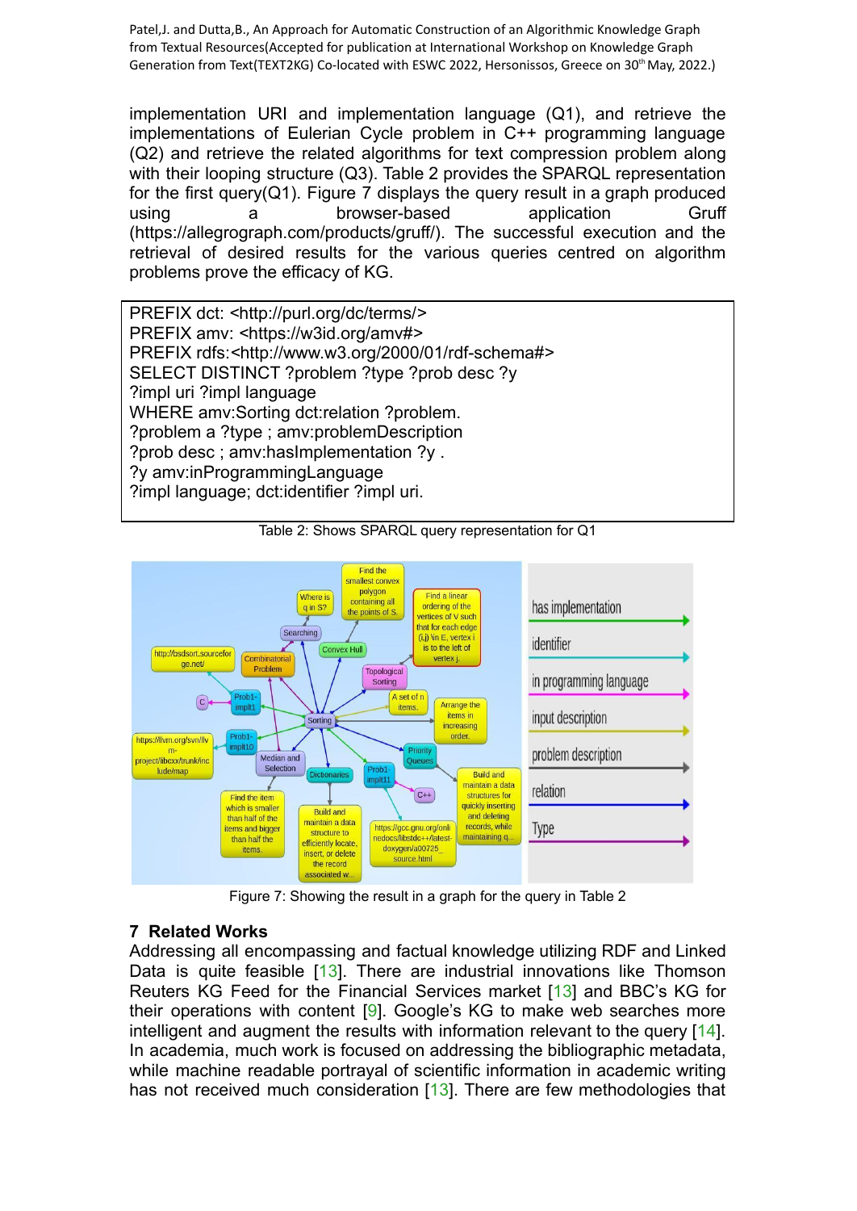implementation URI and implementation language (Q1), and retrieve the implementations of Eulerian Cycle problem in C++ programming language (Q2) and retrieve the related algorithms for text compression problem along with their looping structure (Q3). Table 2 provides the SPARQL representation for the first query(Q1). Figure 7 displays the query result in a graph produced using a browser-based application Gruff (https://allegrograph.com/products/gruff/). The successful execution and the retrieval of desired results for the various queries centred on algorithm problems prove the efficacy of KG.

```
PREFIX dct: <http://purl.org/dc/terms/>
PREFIX amv: <https://w3id.org/amv#>
PREFIX rdfs:<http://www.w3.org/2000/01/rdf-schema#>
SELECT DISTINCT ?problem ?type ?prob desc ?y
?impl uri ?impl language
WHERE amv:Sorting dct:relation ?problem.
?problem a ?type ; amv:problemDescription
?prob desc ; amv:hasImplementation ?y .
?y amv:inProgrammingLanguage
?impl language; dct:identifier ?impl uri.
```

Table 2: Shows SPARQL query representation for Q1

Figure 7: Showing the result in a graph for the query in Table 2

## 7 Related Works

Addressing all encompassing and factual knowledge utilizing RDF and Linked Data is quite feasible [13]. There are industrial innovations like Thomson Reuters KG Feed for the Financial Services market [13] and BBC's KG for their operations with content [9]. Google's KG to make web searches more intelligent and augment the results with information relevant to the query [14]. In academia, much work is focused on addressing the bibliographic metadata, while machine readable portrayal of scientific information in academic writing has not received much consideration [13]. There are few methodologies that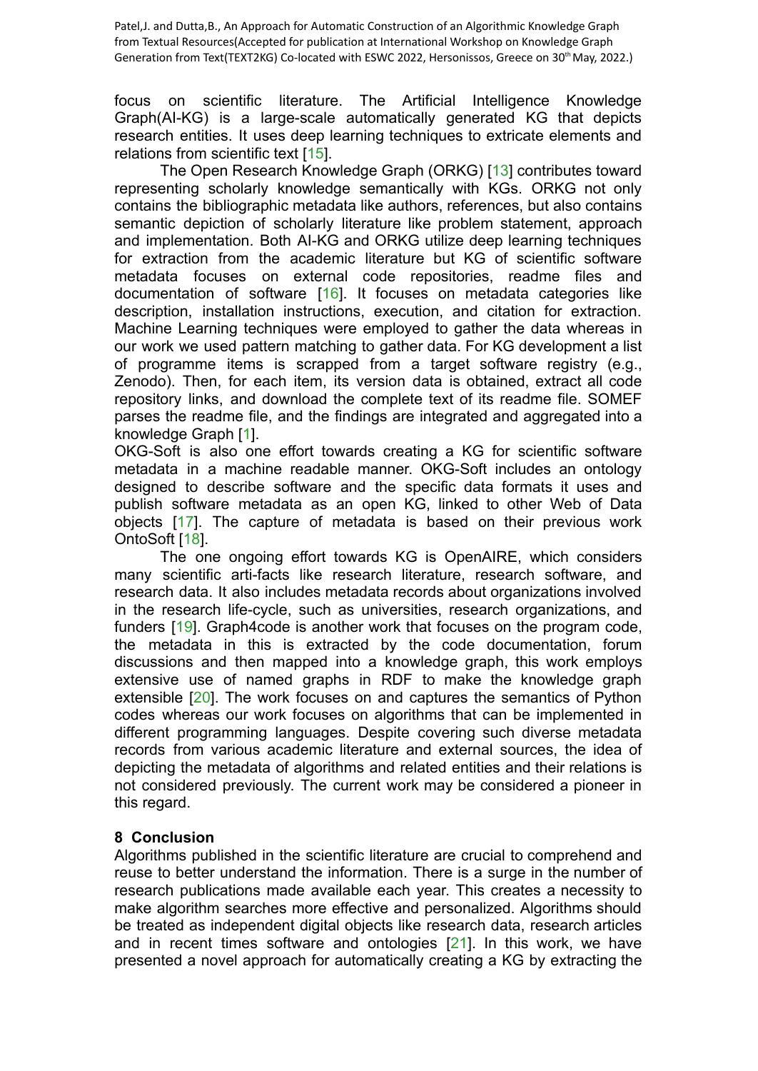focus on scientific literature. The Artificial Intelligence Knowledge Graph(AI-KG) is a large-scale automatically generated KG that depicts research entities. It uses deep learning techniques to extricate elements and relations from scientific text [15].

The Open Research Knowledge Graph (ORKG) [13] contributes toward representing scholarly knowledge semantically with KGs. ORKG not only contains the bibliographic metadata like authors, references, but also contains semantic depiction of scholarly literature like problem statement, approach and implementation. Both AI-KG and ORKG utilize deep learning techniques for extraction from the academic literature but KG of scientific software metadata focuses on external code repositories, readme files and documentation of software [16]. It focuses on metadata categories like description, installation instructions, execution, and citation for extraction. Machine Learning techniques were employed to gather the data whereas in our work we used pattern matching to gather data. For KG development a list of programme items is scrapped from a target software registry (e.g., Zenodo). Then, for each item, its version data is obtained, extract all code repository links, and download the complete text of its readme file. SOMEF parses the readme file, and the findings are integrated and aggregated into a knowledge Graph [1].

OKG-Soft is also one effort towards creating a KG for scientific software metadata in a machine readable manner. OKG-Soft includes an ontology designed to describe software and the specific data formats it uses and publish software metadata as an open KG, linked to other Web of Data objects [17]. The capture of metadata is based on their previous work OntoSoft [18].

The one ongoing effort towards KG is OpenAIRE, which considers many scientific arti-facts like research literature, research software, and research data. It also includes metadata records about organizations involved in the research life-cycle, such as universities, research organizations, and funders [19]. Graph4code is another work that focuses on the program code, the metadata in this is extracted by the code documentation, forum discussions and then mapped into a knowledge graph, this work employs extensive use of named graphs in RDF to make the knowledge graph extensible [20]. The work focuses on and captures the semantics of Python codes whereas our work focuses on algorithms that can be implemented in different programming languages. Despite covering such diverse metadata records from various academic literature and external sources, the idea of depicting the metadata of algorithms and related entities and their relations is not considered previously. The current work may be considered a pioneer in this regard.

## 8 Conclusion

Algorithms published in the scientific literature are crucial to comprehend and reuse to better understand the information. There is a surge in the number of research publications made available each year. This creates a necessity to make algorithm searches more effective and personalized. Algorithms should be treated as independent digital objects like research data, research articles and in recent times software and ontologies [21]. In this work, we have presented a novel approach for automatically creating a KG by extracting the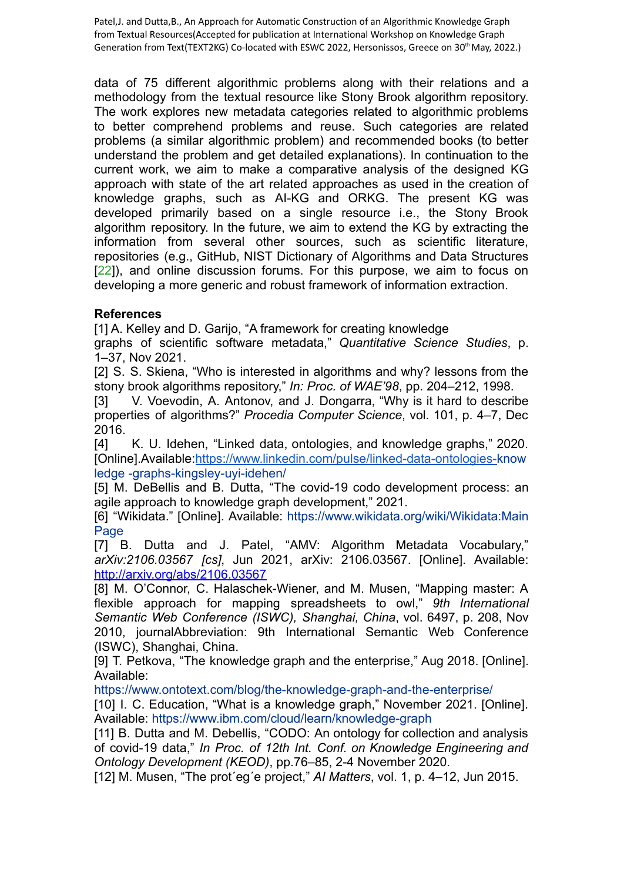data of 75 different algorithmic problems along with their relations and a methodology from the textual resource like Stony Brook algorithm repository. The work explores new metadata categories related to algorithmic problems to better comprehend problems and reuse. Such categories are related problems (a similar algorithmic problem) and recommended books (to better understand the problem and get detailed explanations). In continuation to the current work, we aim to make a comparative analysis of the designed KG approach with state of the art related approaches as used in the creation of knowledge graphs, such as AI-KG and ORKG. The present KG was developed primarily based on a single resource i.e., the Stony Brook algorithm repository. In the future, we aim to extend the KG by extracting the information from several other sources, such as scientific literature, repositories (e.g., GitHub, NIST Dictionary of Algorithms and Data Structures [22]), and online discussion forums. For this purpose, we aim to focus on developing a more generic and robust framework of information extraction.

**References**

[1] A. Kelley and D. Garijo, “A framework for creating knowledge graphs of scientific software metadata,” *Quantitative Science Studies*, p. 1–37, Nov 2021.

[2] S. S. Skiena, “Who is interested in algorithms and why? lessons from the stony brook algorithms repository,” *In: Proc. of WAE’98*, pp. 204–212, 1998.

[3] V. Voevodin, A. Antonov, and J. Dongarra, “Why is it hard to describe properties of algorithms?” *Procedia Computer Science*, vol. 101, p. 4–7, Dec 2016.

[4] K. U. Idehen, “Linked data, ontologies, and knowledge graphs,” 2020. [Online].Available:https://www.linkedin.com/pulse/linked-data-ontologies-knowledge -graphs-kingsley-uyi-idehen/

[5] M. DeBellis and B. Dutta, “The covid-19 codo development process: an agile approach to knowledge graph development,” 2021.

[6] “Wikidata.” [Online]. Available: https://www.wikidata.org/wiki/Wikidata:Main Page

[7] B. Dutta and J. Patel, “AMV: Algorithm Metadata Vocabulary,” *arXiv:2106.03567 [cs]*, Jun 2021, arXiv: 2106.03567. [Online]. Available: http://arxiv.org/abs/2106.03567

[8] M. O’Connor, C. Halaschek-Wiener, and M. Musen, “Mapping master: A flexible approach for mapping spreadsheets to owl,” *9th International Semantic Web Conference (ISWC), Shanghai, China*, vol. 6497, p. 208, Nov 2010, journalAbbreviation: 9th International Semantic Web Conference (ISWC), Shanghai, China.

[9] T. Petkova, “The knowledge graph and the enterprise,” Aug 2018. [Online]. Available: https://www.ontotext.com/blog/the-knowledge-graph-and-the-enterprise/

[10] I. C. Education, “What is a knowledge graph,” November 2021. [Online]. Available: https://www.ibm.com/cloud/learn/knowledge-graph

[11] B. Dutta and M. Debellis, “CODO: An ontology for collection and analysis of covid-19 data,” *In Proc. of 12th Int. Conf. on Knowledge Engineering and Ontology Development (KEOD)*, pp.76–85, 2-4 November 2020.

[12] M. Musen, “The prot´eg´e project,” *AI Matters*, vol. 1, p. 4–12, Jun 2015.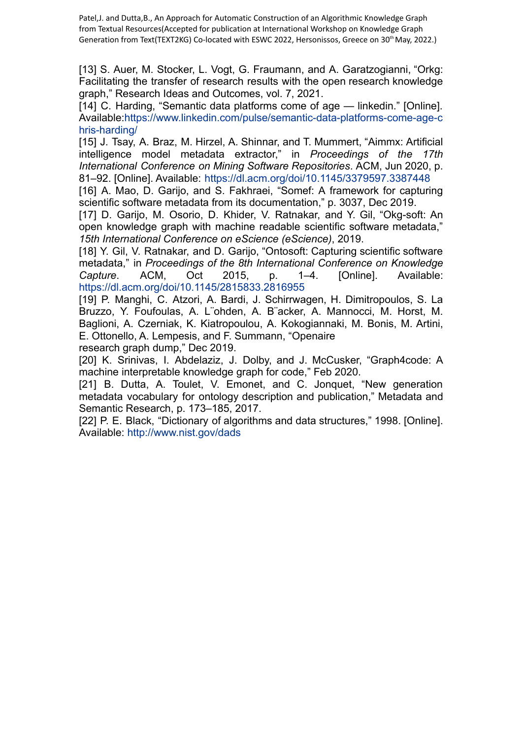[13] S. Auer, M. Stocker, L. Vogt, G. Fraumann, and A. Garatzogianni, “Orkg: Facilitating the transfer of research results with the open research knowledge graph,” Research Ideas and Outcomes, vol. 7, 2021.

[14] C. Harding, “Semantic data platforms come of age — linkedin.” [Online]. Available:https://www.linkedin.com/pulse/semantic-data-platforms-come-age-chris-harding/

[15] J. Tsay, A. Braz, M. Hirzel, A. Shinnar, and T. Mummert, “Aimmx: Artificial intelligence model metadata extractor,” in *Proceedings of the 17th International Conference on Mining Software Repositories*. ACM, Jun 2020, p. 81–92. [Online]. Available: https://dl.acm.org/doi/10.1145/3379597.3387448

[16] A. Mao, D. Garijo, and S. Fakhraei, “Somef: A framework for capturing scientific software metadata from its documentation,” p. 3037, Dec 2019.

[17] D. Garijo, M. Osorio, D. Khider, V. Ratnakar, and Y. Gil, “Okg-soft: An open knowledge graph with machine readable scientific software metadata,” *15th International Conference on eScience (eScience)*, 2019.

[18] Y. Gil, V. Ratnakar, and D. Garijo, “Ontosoft: Capturing scientific software metadata,” in *Proceedings of the 8th International Conference on Knowledge Capture*. ACM, Oct 2015, p. 1–4. [Online]. Available: https://dl.acm.org/doi/10.1145/2815833.2816955

[19] P. Manghi, C. Atzori, A. Bardi, J. Schirrwagen, H. Dimitropoulos, S. La Bruzzo, Y. Foufoulas, A. L¨ohden, A. B¨acker, A. Mannocci, M. Horst, M. Baglioni, A. Czerniak, K. Kiatropoulou, A. Kokogiannaki, M. Bonis, M. Artini, E. Ottonello, A. Lempesis, and F. Summann, “Openaire research graph dump,” Dec 2019.

[20] K. Srinivas, I. Abdelaziz, J. Dolby, and J. McCusker, “Graph4code: A machine interpretable knowledge graph for code,” Feb 2020.

[21] B. Dutta, A. Toulet, V. Emonet, and C. Jonquet, “New generation metadata vocabulary for ontology description and publication,” Metadata and Semantic Research, p. 173–185, 2017.

[22] P. E. Black, “Dictionary of algorithms and data structures,” 1998. [Online]. Available: http://www.nist.gov/dads